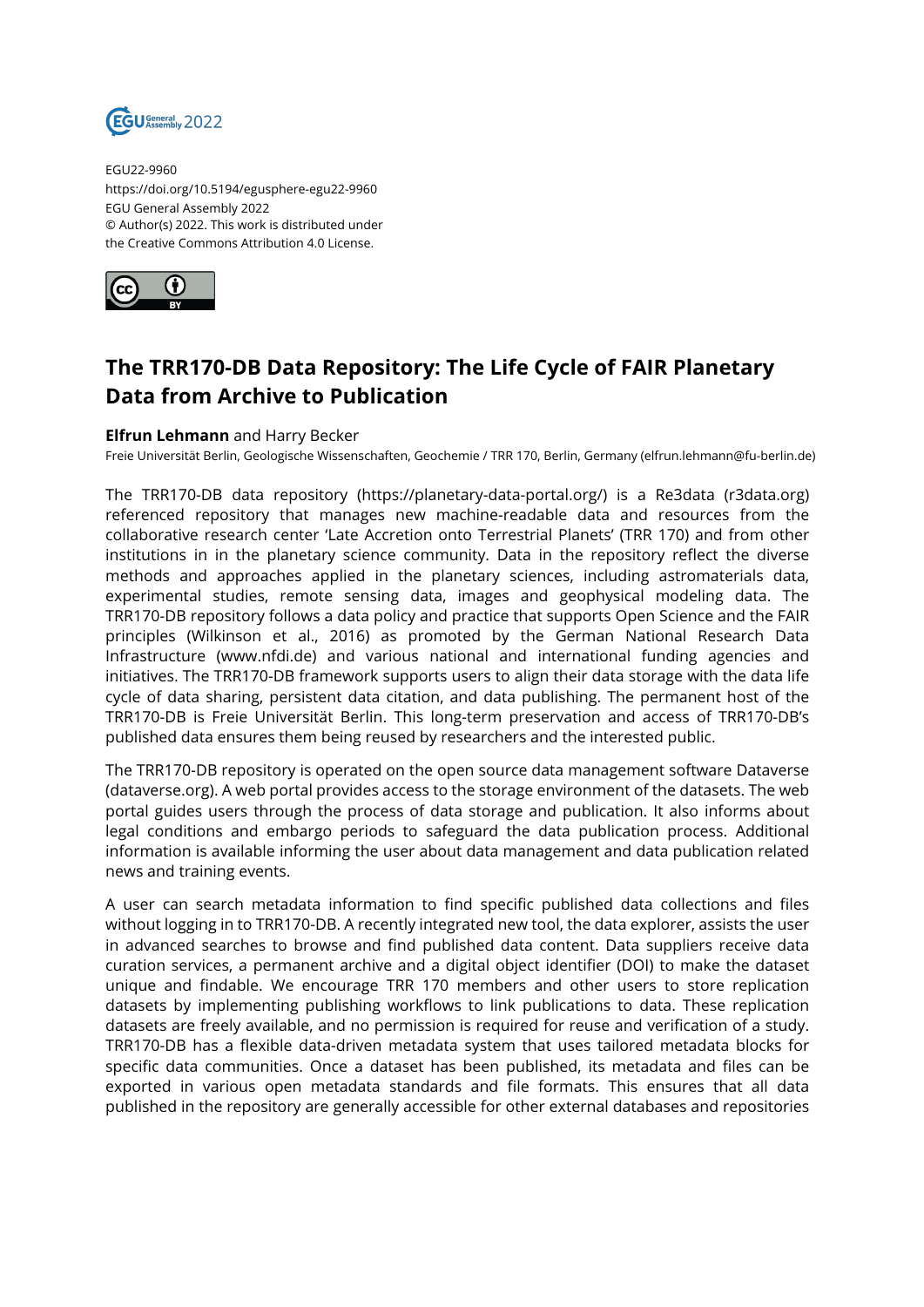EGU22-9960
https://doi.org/10.5194/egusphere-egu22-9960
EGU General Assembly 2022
© Author(s) 2022. This work is distributed under
the Creative Commons Attribution 4.0 License.

# The TRR170-DB Data Repository: The Life Cycle of FAIR Planetary Data from Archive to Publication

**Elfrun Lehmann** and Harry Becker

Freie Universität Berlin, Geologische Wissenschaften, Geochemie / TRR 170, Berlin, Germany (elfrun.lehmann@fu-berlin.de)

The TRR170-DB data repository (https://planetary-data-portal.org/) is a Re3data (r3data.org) referenced repository that manages new machine-readable data and resources from the collaborative research center 'Late Accretion onto Terrestrial Planets' (TRR 170) and from other institutions in in the planetary science community. Data in the repository reflect the diverse methods and approaches applied in the planetary sciences, including astromaterials data, experimental studies, remote sensing data, images and geophysical modeling data. The TRR170-DB repository follows a data policy and practice that supports Open Science and the FAIR principles (Wilkinson et al., 2016) as promoted by the German National Research Data Infrastructure (www.nfdi.de) and various national and international funding agencies and initiatives. The TRR170-DB framework supports users to align their data storage with the data life cycle of data sharing, persistent data citation, and data publishing. The permanent host of the TRR170-DB is Freie Universität Berlin. This long-term preservation and access of TRR170-DB's published data ensures them being reused by researchers and the interested public.

The TRR170-DB repository is operated on the open source data management software Dataverse (dataverse.org). A web portal provides access to the storage environment of the datasets. The web portal guides users through the process of data storage and publication. It also informs about legal conditions and embargo periods to safeguard the data publication process. Additional information is available informing the user about data management and data publication related news and training events.

A user can search metadata information to find specific published data collections and files without logging in to TRR170-DB. A recently integrated new tool, the data explorer, assists the user in advanced searches to browse and find published data content. Data suppliers receive data curation services, a permanent archive and a digital object identifier (DOI) to make the dataset unique and findable. We encourage TRR 170 members and other users to store replication datasets by implementing publishing workflows to link publications to data. These replication datasets are freely available, and no permission is required for reuse and verification of a study. TRR170-DB has a flexible data-driven metadata system that uses tailored metadata blocks for specific data communities. Once a dataset has been published, its metadata and files can be exported in various open metadata standards and file formats. This ensures that all data published in the repository are generally accessible for other external databases and repositories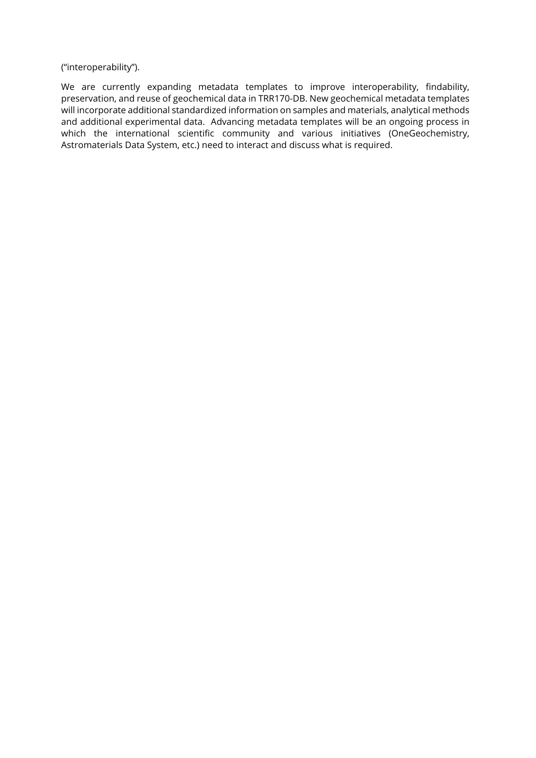("interoperability").

We are currently expanding metadata templates to improve interoperability, findability, preservation, and reuse of geochemical data in TRR170-DB. New geochemical metadata templates will incorporate additional standardized information on samples and materials, analytical methods and additional experimental data. Advancing metadata templates will be an ongoing process in which the international scientific community and various initiatives (OneGeochemistry, Astromaterials Data System, etc.) need to interact and discuss what is required.